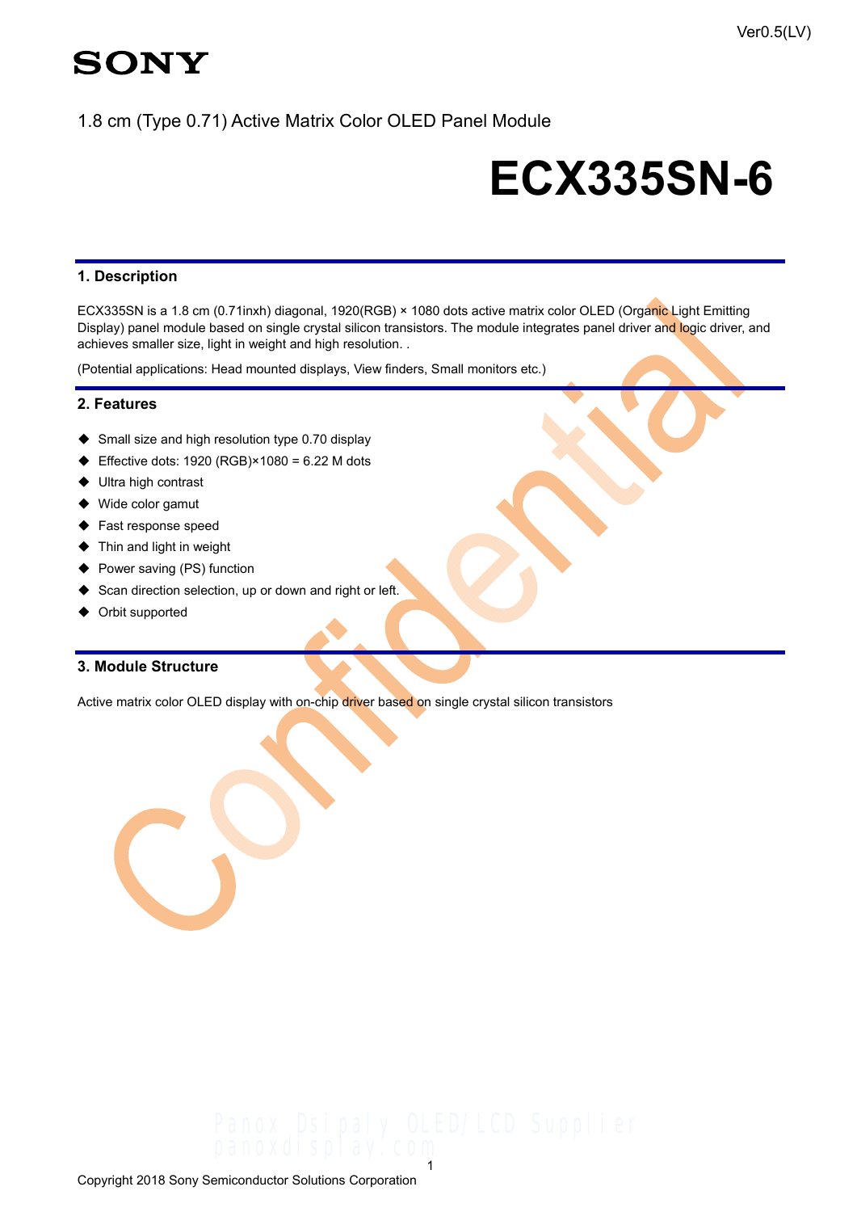Ver0.5(LV)

SONY

1.8 cm (Type 0.71) Active Matrix Color OLED Panel Module

# ECX335SN-6

## 1. Description

ECX335SN is a 1.8 cm (0.71inxh) diagonal, 1920(RGB) × 1080 dots active matrix color OLED (Organic Light Emitting Display) panel module based on single crystal silicon transistors. The module integrates panel driver and logic driver, and achieves smaller size, light in weight and high resolution. .

(Potential applications: Head mounted displays, View finders, Small monitors etc.)

## 2. Features

- Small size and high resolution type 0.70 display
- Effective dots: 1920 (RGB)×1080 = 6.22 M dots
- Ultra high contrast
- Wide color gamut
- Fast response speed
- Thin and light in weight
- Power saving (PS) function
- Scan direction selection, up or down and right or left.
- Orbit supported

## 3. Module Structure

Active matrix color OLED display with on-chip driver based on single crystal silicon transistors

Copyright 2018 Sony Semiconductor Solutions Corporation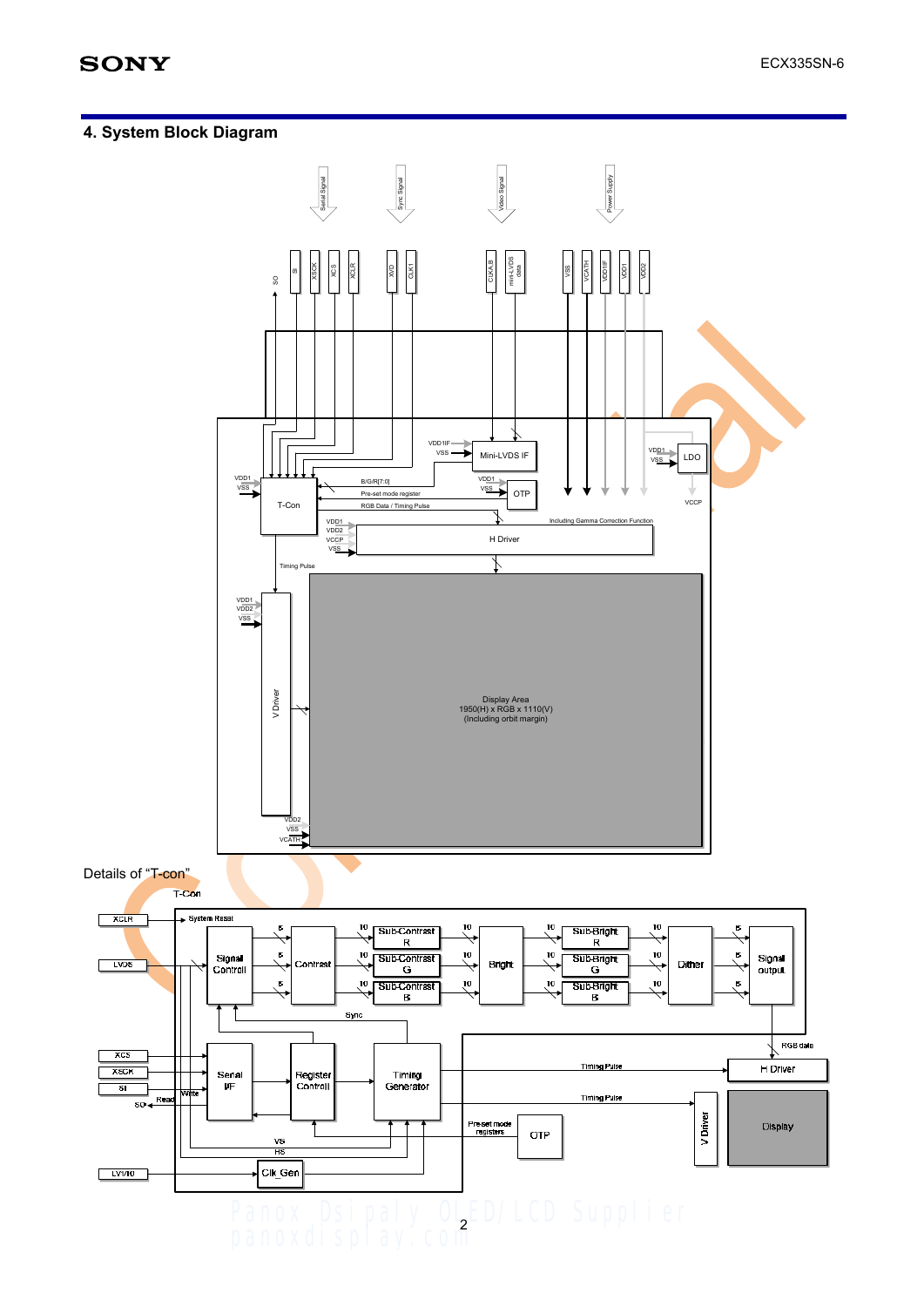## 4. System Block Diagram

Serial Signal · Sync Signal · Video Signal · Power Supply

SO · SI · XSCK · XCS · XCLR · XVD · CLK1 · CLKA,B · mini-LVDS data · VSS · VCATH · VDD1IF · VDD1 · VDD2

VDD1IF · VSS · Mini-LVDS IF

VDD1 · VSS · LDO · VCCP

VDD1 · VSS · T-Con

B/G/R[7:0]

Pre-set mode register

RGB Data / Timing Pulse

VDD1 · VSS · OTP

Including Gamma Correction Function

VDD1 · VDD2 · VCCP · VSS · H Driver

Timing Pulse

VDD1 · VDD2 · VSS · V Driver

Display Area
1950(H) x RGB x 1110(V)
(Including orbit margin)

VDD2 · VSS · VCATH

Details of "T-con"

T-Con

XCLR · System Reset

LVDS · Signal Control · Contrast · Sub-Contrast R · Sub-Contrast G · Sub-Contrast B · Bright · Sub-Bright R · Sub-Bright G · Sub-Bright B · Dither · Signal output

8 · 10 · 10 · 10 · 10 · 8

Sync

RGB data

XCS · XSCK · SI · SO · Serial I/F · Write · Read · Register Control · Timing Generator

Timing Pulse · H Driver

Timing Pulse · V Driver · Display

Preset mode registers · OTP

VS · HS

LVI/IO · Clk_Gen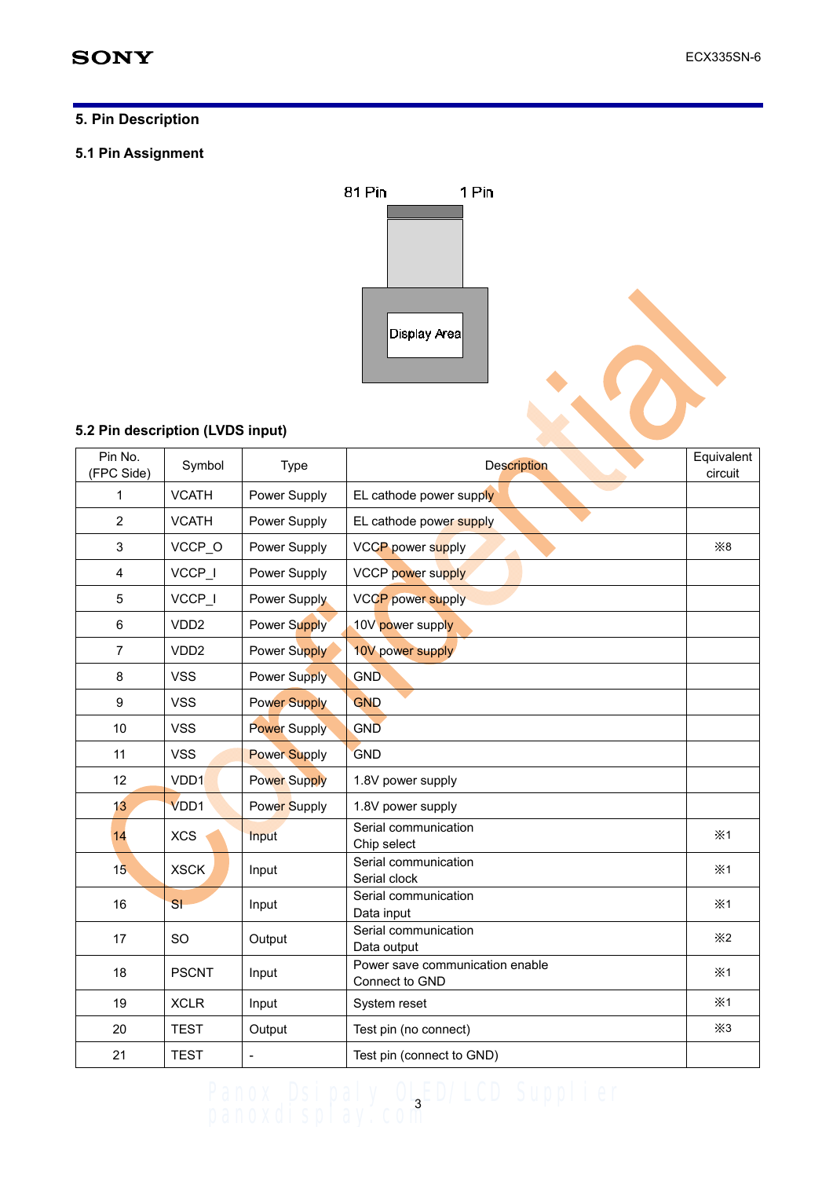## 5. Pin Description

### 5.1 Pin Assignment

81 Pin 1 Pin

Display Area

### 5.2 Pin description (LVDS input)

| Pin No. (FPC Side) | Symbol | Type | Description | Equivalent circuit |
|---|---|---|---|---|
| 1 | VCATH | Power Supply | EL cathode power supply | |
| 2 | VCATH | Power Supply | EL cathode power supply | |
| 3 | VCCP_O | Power Supply | VCCP power supply | ※8 |
| 4 | VCCP_I | Power Supply | VCCP power supply | |
| 5 | VCCP_I | Power Supply | VCCP power supply | |
| 6 | VDD2 | Power Supply | 10V power supply | |
| 7 | VDD2 | Power Supply | 10V power supply | |
| 8 | VSS | Power Supply | GND | |
| 9 | VSS | Power Supply | GND | |
| 10 | VSS | Power Supply | GND | |
| 11 | VSS | Power Supply | GND | |
| 12 | VDD1 | Power Supply | 1.8V power supply | |
| 13 | VDD1 | Power Supply | 1.8V power supply | |
| 14 | XCS | Input | Serial communication Chip select | ※1 |
| 15 | XSCK | Input | Serial communication Serial clock | ※1 |
| 16 | SI | Input | Serial communication Data input | ※1 |
| 17 | SO | Output | Serial communication Data output | ※2 |
| 18 | PSCNT | Input | Power save communication enable Connect to GND | ※1 |
| 19 | XCLR | Input | System reset | ※1 |
| 20 | TEST | Output | Test pin (no connect) | ※3 |
| 21 | TEST | - | Test pin (connect to GND) | |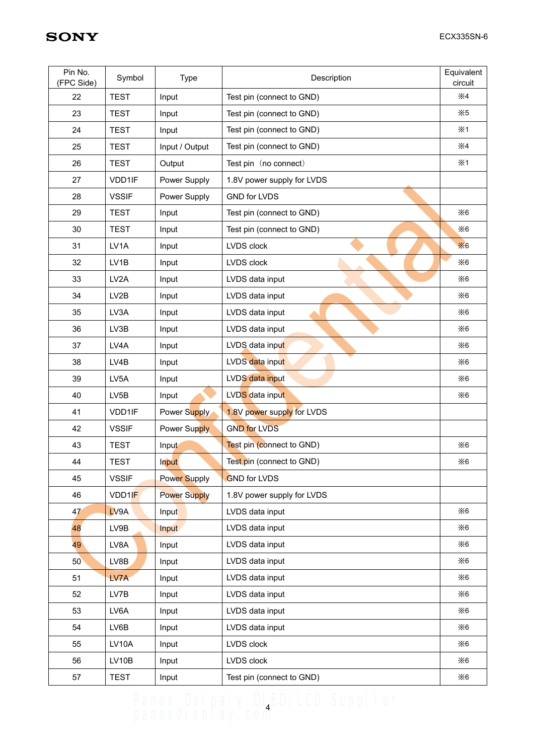| Pin No. (FPC Side) | Symbol | Type | Description | Equivalent circuit |
|---|---|---|---|---|
| 22 | TEST | Input | Test pin (connect to GND) | ※4 |
| 23 | TEST | Input | Test pin (connect to GND) | ※5 |
| 24 | TEST | Input | Test pin (connect to GND) | ※1 |
| 25 | TEST | Input / Output | Test pin (connect to GND) | ※4 |
| 26 | TEST | Output | Test pin（no connect） | ※1 |
| 27 | VDD1IF | Power Supply | 1.8V power supply for LVDS | |
| 28 | VSSIF | Power Supply | GND for LVDS | |
| 29 | TEST | Input | Test pin (connect to GND) | ※6 |
| 30 | TEST | Input | Test pin (connect to GND) | ※6 |
| 31 | LV1A | Input | LVDS clock | ※6 |
| 32 | LV1B | Input | LVDS clock | ※6 |
| 33 | LV2A | Input | LVDS data input | ※6 |
| 34 | LV2B | Input | LVDS data input | ※6 |
| 35 | LV3A | Input | LVDS data input | ※6 |
| 36 | LV3B | Input | LVDS data input | ※6 |
| 37 | LV4A | Input | LVDS data input | ※6 |
| 38 | LV4B | Input | LVDS data input | ※6 |
| 39 | LV5A | Input | LVDS data input | ※6 |
| 40 | LV5B | Input | LVDS data input | ※6 |
| 41 | VDD1IF | Power Supply | 1.8V power supply for LVDS | |
| 42 | VSSIF | Power Supply | GND for LVDS | |
| 43 | TEST | Input | Test pin (connect to GND) | ※6 |
| 44 | TEST | Input | Test pin (connect to GND) | ※6 |
| 45 | VSSIF | Power Supply | GND for LVDS | |
| 46 | VDD1IF | Power Supply | 1.8V power supply for LVDS | |
| 47 | LV9A | Input | LVDS data input | ※6 |
| 48 | LV9B | Input | LVDS data input | ※6 |
| 49 | LV8A | Input | LVDS data input | ※6 |
| 50 | LV8B | Input | LVDS data input | ※6 |
| 51 | LV7A | Input | LVDS data input | ※6 |
| 52 | LV7B | Input | LVDS data input | ※6 |
| 53 | LV6A | Input | LVDS data input | ※6 |
| 54 | LV6B | Input | LVDS data input | ※6 |
| 55 | LV10A | Input | LVDS clock | ※6 |
| 56 | LV10B | Input | LVDS clock | ※6 |
| 57 | TEST | Input | Test pin (connect to GND) | ※6 |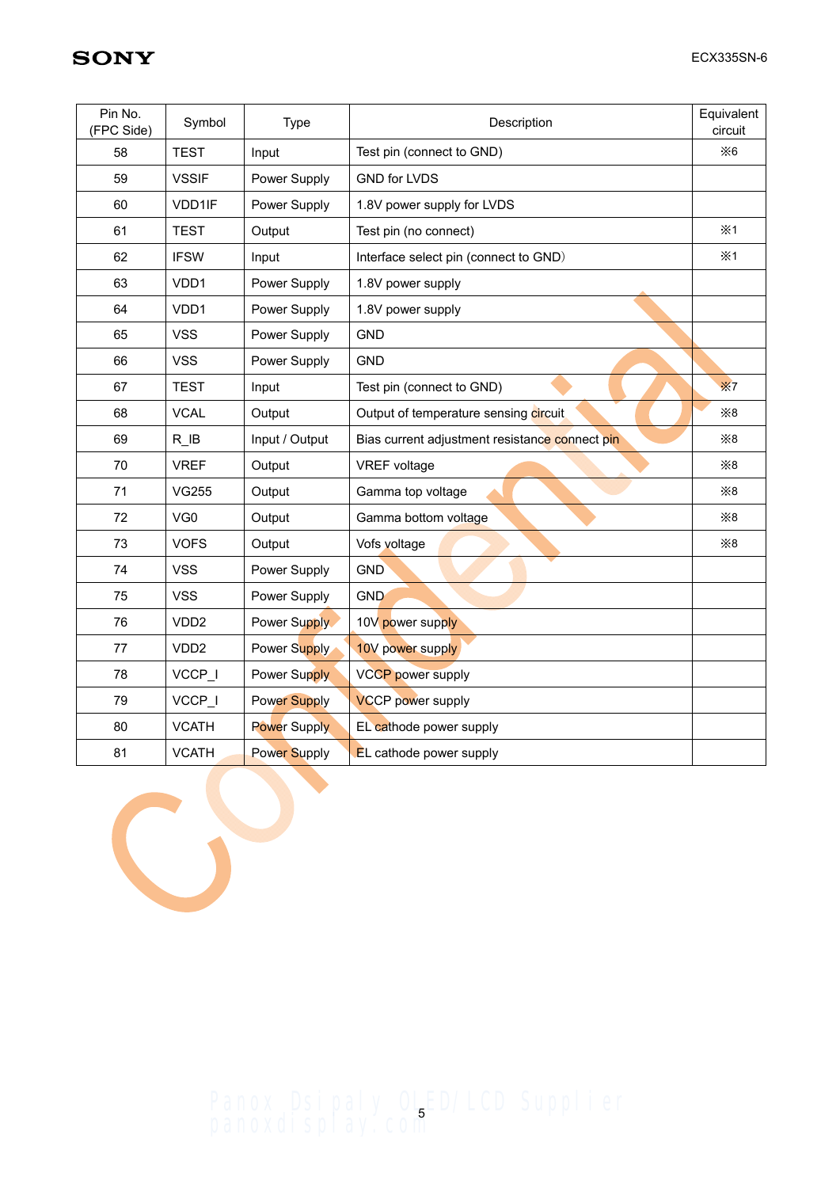| Pin No. (FPC Side) | Symbol | Type | Description | Equivalent circuit |
|---|---|---|---|---|
| 58 | TEST | Input | Test pin (connect to GND) | ※6 |
| 59 | VSSIF | Power Supply | GND for LVDS | |
| 60 | VDD1IF | Power Supply | 1.8V power supply for LVDS | |
| 61 | TEST | Output | Test pin (no connect) | ※1 |
| 62 | IFSW | Input | Interface select pin (connect to GND) | ※1 |
| 63 | VDD1 | Power Supply | 1.8V power supply | |
| 64 | VDD1 | Power Supply | 1.8V power supply | |
| 65 | VSS | Power Supply | GND | |
| 66 | VSS | Power Supply | GND | |
| 67 | TEST | Input | Test pin (connect to GND) | ※7 |
| 68 | VCAL | Output | Output of temperature sensing circuit | ※8 |
| 69 | R_IB | Input / Output | Bias current adjustment resistance connect pin | ※8 |
| 70 | VREF | Output | VREF voltage | ※8 |
| 71 | VG255 | Output | Gamma top voltage | ※8 |
| 72 | VG0 | Output | Gamma bottom voltage | ※8 |
| 73 | VOFS | Output | Vofs voltage | ※8 |
| 74 | VSS | Power Supply | GND | |
| 75 | VSS | Power Supply | GND | |
| 76 | VDD2 | Power Supply | 10V power supply | |
| 77 | VDD2 | Power Supply | 10V power supply | |
| 78 | VCCP_I | Power Supply | VCCP power supply | |
| 79 | VCCP_I | Power Supply | VCCP power supply | |
| 80 | VCATH | Power Supply | EL cathode power supply | |
| 81 | VCATH | Power Supply | EL cathode power supply | |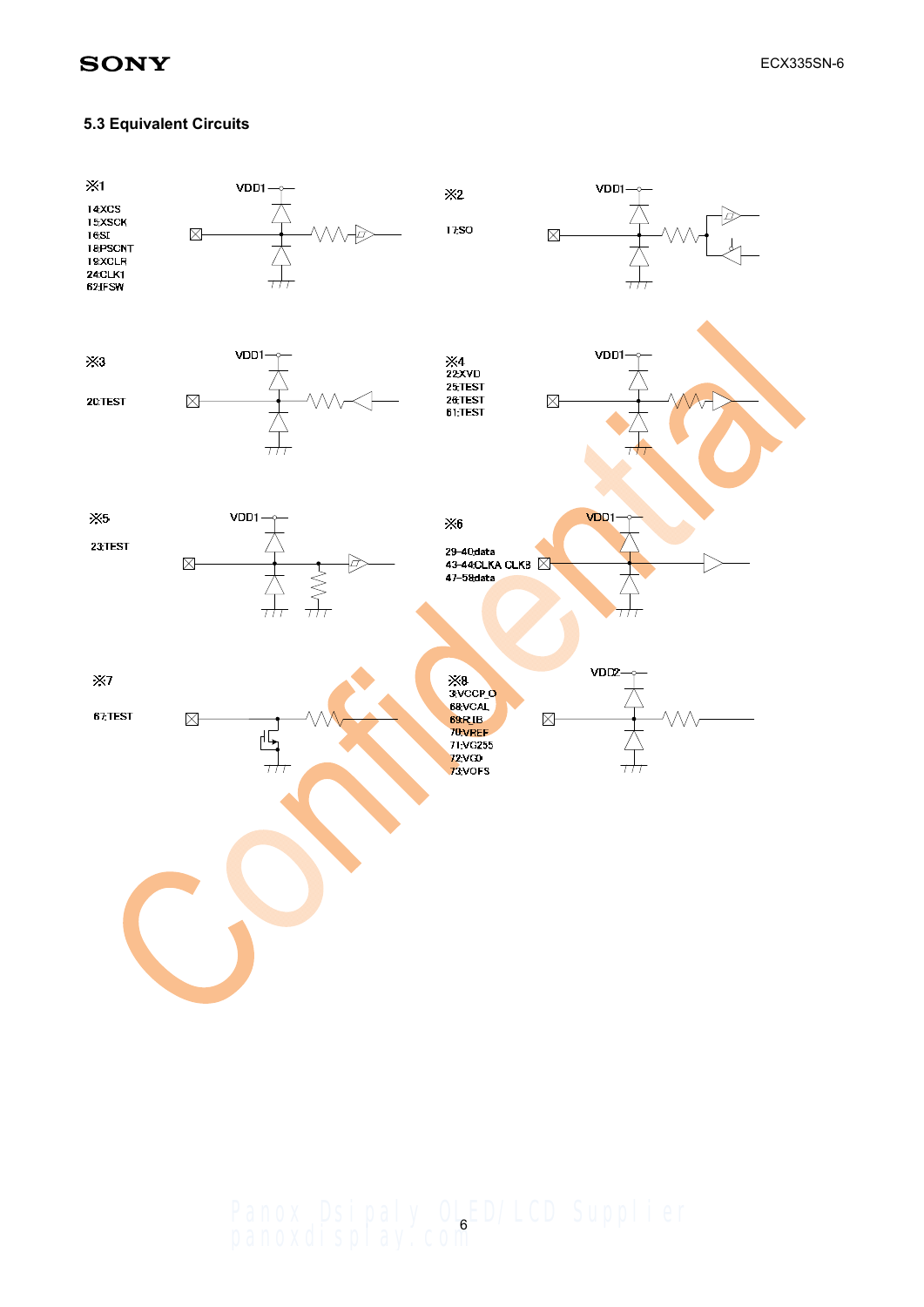## 5.3 Equivalent Circuits

※1

14:XCS
15:XSCK
16:SI
18:PSCNT
19:XCLR
24:CLK1
62:IFSW

VDD1

※2

17:SO

VDD1

※3

20:TEST

VDD1

※4
22:XVD
25:TEST
26:TEST
61:TEST

VDD1

※5

23:TEST

VDD1

※6

29–40:data
43–44:CLKA CLKB
47–58:data

VDD1

※7

67:TEST

※8
3:VCCP_O
68:VCAL
69:RIB
70:VREF
71:VG255
72:VG0
73:VOFS

VDD2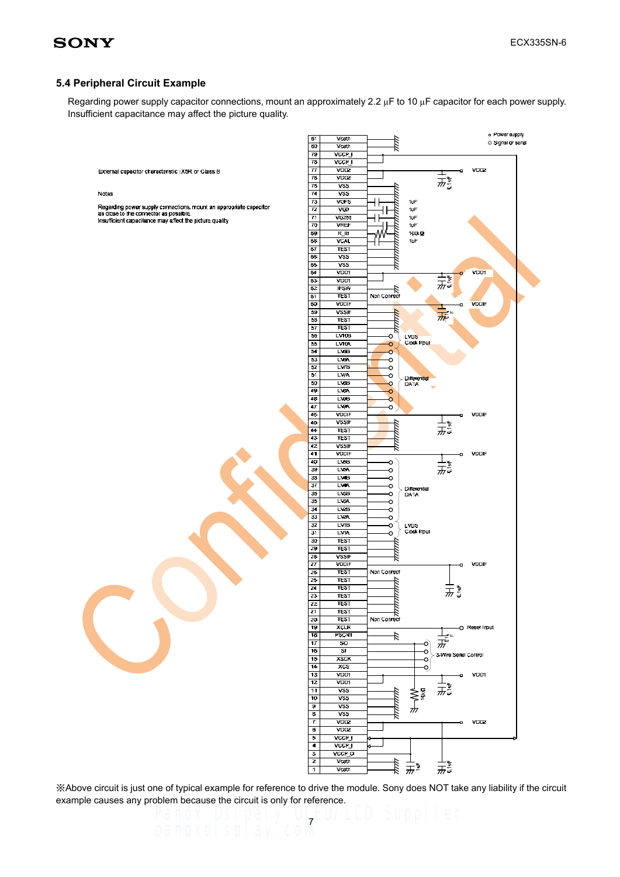## 5.4 Peripheral Circuit Example

Regarding power supply capacitor connections, mount an approximately 2.2 µF to 10 µF capacitor for each power supply. Insufficient capacitance may affect the picture quality.

External capacitor characteristic : X5R or Class B

Notes

Regarding power supply connections, mount an appropriate capacitor as close to the connector as possible.
Insufficient capacitance may affect the picture quality.

□ Power supply
○ Signal or serial

| Pin | Symbol |
|---|---|
| 81 | Vcath |
| 80 | Vcath |
| 79 | VCCP_I |
| 78 | VCCP_I |
| 77 | VDD2 |
| 76 | VDD2 |
| 75 | VSS |
| 74 | VSS |
| 73 | VOFS |
| 72 | VGD |
| 71 | VG255 |
| 70 | VREF |
| 69 | R_IB |
| 68 | VCAL |
| 67 | TEST |
| 66 | VSS |
| 65 | VSS |
| 64 | VDD1 |
| 63 | VDD1 |
| 62 | IFSW |
| 61 | TEST |
| 60 | VDDIF |
| 59 | VSSIF |
| 58 | TEST |
| 57 | TEST |
| 56 | LV10B |
| 55 | LV10A |
| 54 | LV8B |
| 53 | LV8A |
| 52 | LV7B |
| 51 | LV7A |
| 50 | LV6B |
| 49 | LV6A |
| 48 | LV9B |
| 47 | LV9A |
| 46 | VDDIF |
| 45 | VSSIF |
| 44 | TEST |
| 43 | TEST |
| 42 | VSSIF |
| 41 | VDDIF |
| 40 | LV5B |
| 39 | LV5A |
| 38 | LV4B |
| 37 | LV4A |
| 36 | LV3B |
| 35 | LV3A |
| 34 | LV2B |
| 33 | LV2A |
| 32 | LV1B |
| 31 | LV1A |
| 30 | TEST |
| 29 | TEST |
| 28 | VSSIF |
| 27 | VDDIF |
| 26 | TEST |
| 25 | TEST |
| 24 | TEST |
| 23 | TEST |
| 22 | TEST |
| 21 | TEST |
| 20 | TEST |
| 19 | XCLR |
| 18 | PSCNT |
| 17 | SO |
| 16 | SI |
| 15 | XSCK |
| 14 | XCS |
| 13 | VDD1 |
| 12 | VDD1 |
| 11 | VSS |
| 10 | VSS |
| 9 | VSS |
| 8 | VSS |
| 7 | VDD2 |
| 6 | VDD2 |
| 5 | VCCP_I |
| 4 | VCCP_I |
| 3 | VCCP_O |
| 2 | Vcath |
| 1 | Vcath |

Circuit labels: VDD2 (0.1uF); 1uF (VOFS, VGD, VG255, VREF), 100kΩ (R_IB), 1uF (VCAL); VDD1 (0.1uF); Non Connect (61); VDDIF (0.1uF); LVDS Clock Input; Differential DATA; VDDIF (0.1uF); VDDIF (0.1uF); Differential DATA; LVDS Clock Input; VDDIF (0.1uF); Non Connect (26); Non Connect (20); Reset Input (0.1uF); 3-Wire Serial Control; VDD1 (10kΩ, 0.1uF); VDD2; 1uF, 0.1uF.

※Above circuit is just one of typical example for reference to drive the module. Sony does NOT take any liability if the circuit example causes any problem because the circuit is only for reference.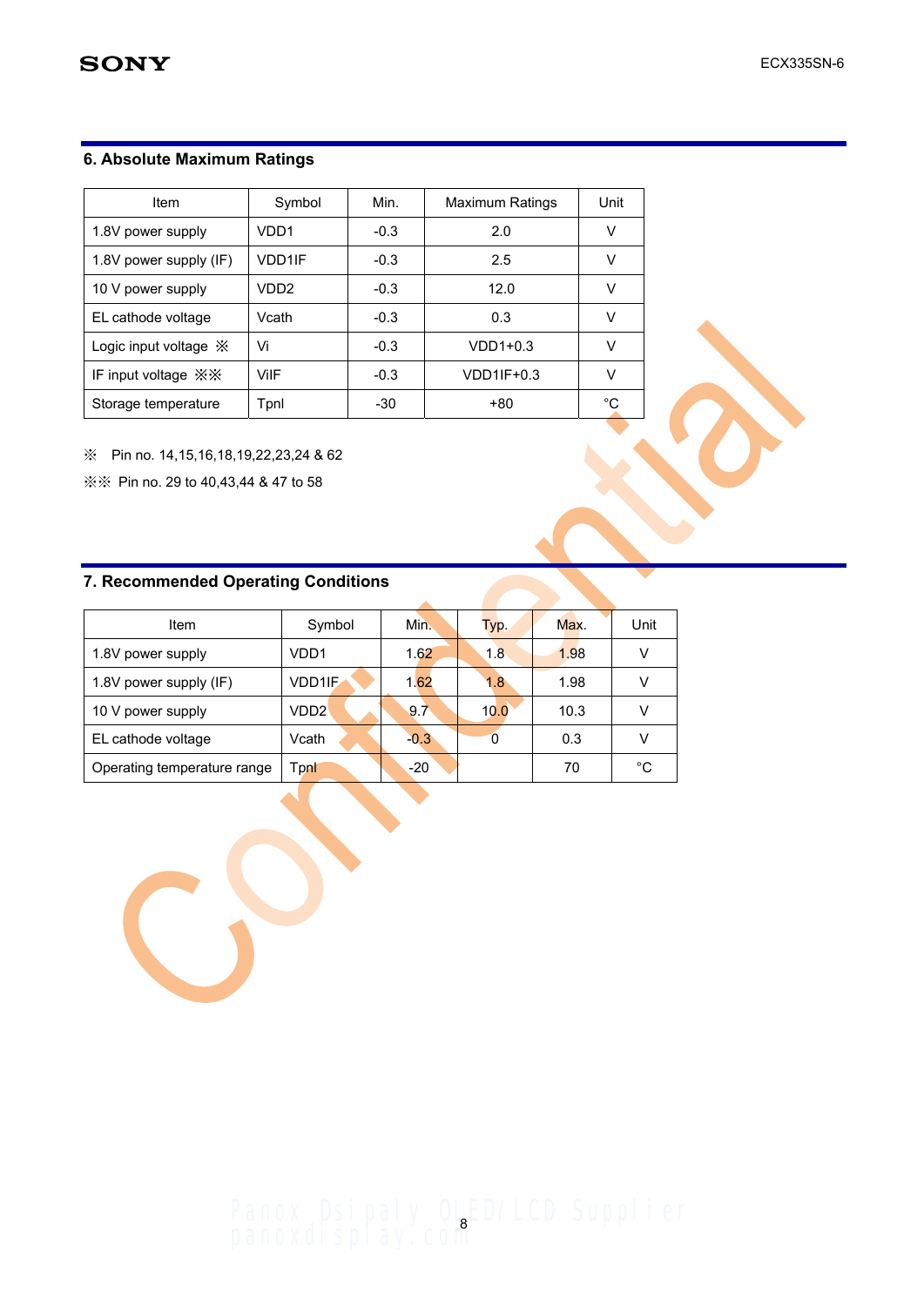## 6. Absolute Maximum Ratings

| Item | Symbol | Min. | Maximum Ratings | Unit |
|---|---|---|---|---|
| 1.8V power supply | VDD1 | -0.3 | 2.0 | V |
| 1.8V power supply (IF) | VDD1IF | -0.3 | 2.5 | V |
| 10 V power supply | VDD2 | -0.3 | 12.0 | V |
| EL cathode voltage | Vcath | -0.3 | 0.3 | V |
| Logic input voltage ※ | Vi | -0.3 | VDD1+0.3 | V |
| IF input voltage ※※ | ViIF | -0.3 | VDD1IF+0.3 | V |
| Storage temperature | Tpnl | -30 | +80 | °C |

※ Pin no. 14,15,16,18,19,22,23,24 & 62

※※ Pin no. 29 to 40,43,44 & 47 to 58

## 7. Recommended Operating Conditions

| Item | Symbol | Min. | Typ. | Max. | Unit |
|---|---|---|---|---|---|
| 1.8V power supply | VDD1 | 1.62 | 1.8 | 1.98 | V |
| 1.8V power supply (IF) | VDD1IF | 1.62 | 1.8 | 1.98 | V |
| 10 V power supply | VDD2 | 9.7 | 10.0 | 10.3 | V |
| EL cathode voltage | Vcath | -0.3 | 0 | 0.3 | V |
| Operating temperature range | Tpnl | -20 | | 70 | °C |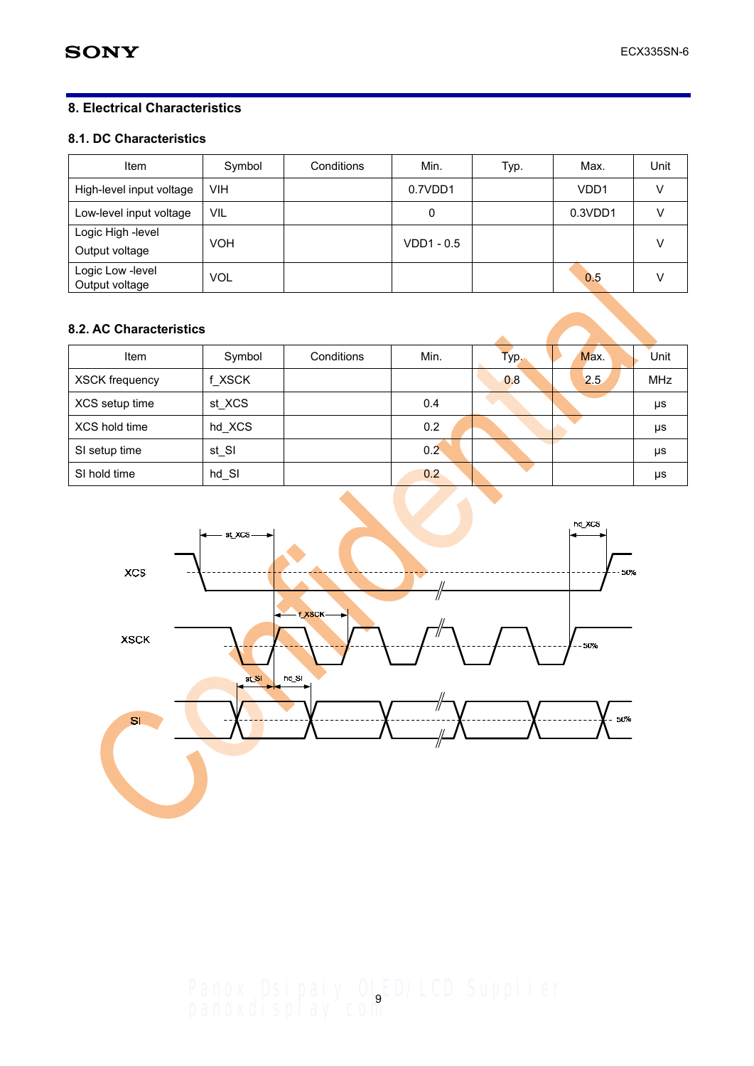## 8. Electrical Characteristics

### 8.1. DC Characteristics

| Item | Symbol | Conditions | Min. | Typ. | Max. | Unit |
|---|---|---|---|---|---|---|
| High-level input voltage | VIH | | 0.7VDD1 | | VDD1 | V |
| Low-level input voltage | VIL | | 0 | | 0.3VDD1 | V |
| Logic High -level Output voltage | VOH | | VDD1 - 0.5 | | | V |
| Logic Low -level Output voltage | VOL | | | | 0.5 | V |

### 8.2. AC Characteristics

| Item | Symbol | Conditions | Min. | Typ. | Max. | Unit |
|---|---|---|---|---|---|---|
| XSCK frequency | f_XSCK | | | 0.8 | 2.5 | MHz |
| XCS setup time | st_XCS | | 0.4 | | | μs |
| XCS hold time | hd_XCS | | 0.2 | | | μs |
| SI setup time | st_SI | | 0.2 | | | μs |
| SI hold time | hd_SI | | 0.2 | | | μs |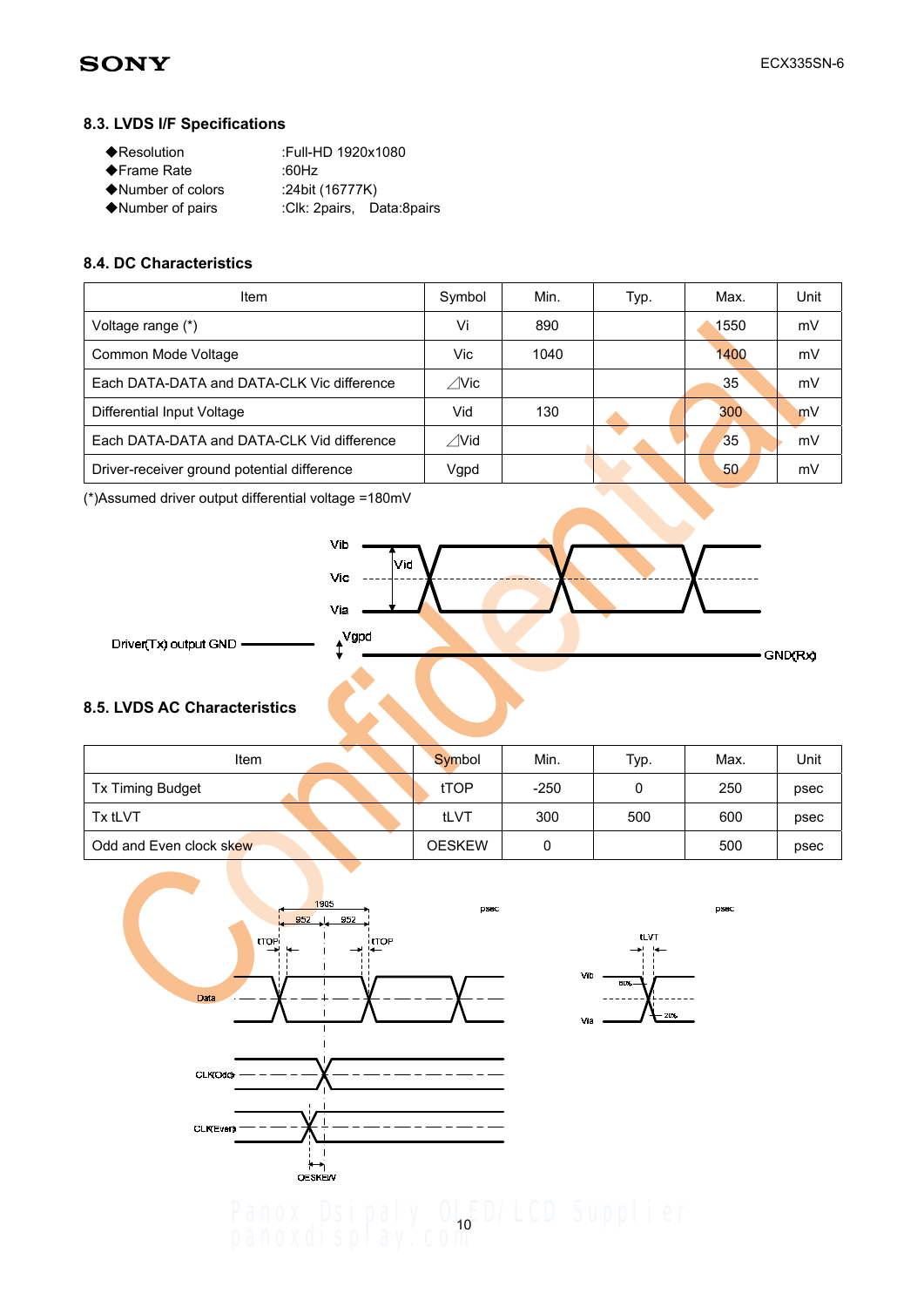## 8.3. LVDS I/F Specifications

- ◆Resolution :Full-HD 1920x1080
- ◆Frame Rate :60Hz
- ◆Number of colors :24bit (16777K)
- ◆Number of pairs :Clk: 2pairs, Data:8pairs

## 8.4. DC Characteristics

| Item | Symbol | Min. | Typ. | Max. | Unit |
|---|---|---|---|---|---|
| Voltage range (*) | Vi | 890 | | 1550 | mV |
| Common Mode Voltage | Vic | 1040 | | 1400 | mV |
| Each DATA-DATA and DATA-CLK Vic difference | ⊿Vic | | | 35 | mV |
| Differential Input Voltage | Vid | 130 | | 300 | mV |
| Each DATA-DATA and DATA-CLK Vid difference | ⊿Vid | | | 35 | mV |
| Driver-receiver ground potential difference | Vgpd | | | 50 | mV |

(*)Assumed driver output differential voltage =180mV

Vib
Vid
Vic
Via
Driver(Tx) output GND
Vgpd
GND(Rx)

## 8.5. LVDS AC Characteristics

| Item | Symbol | Min. | Typ. | Max. | Unit |
|---|---|---|---|---|---|
| Tx Timing Budget | tTOP | -250 | 0 | 250 | psec |
| Tx tLVT | tLVT | 300 | 500 | 600 | psec |
| Odd and Even clock skew | OESKEW | 0 | | 500 | psec |

1905
952
952
psec
tTOP
tTOP
Data
CLK(Odd)
CLK(Even)
OESKEW

psec
tLVT
Vib
80%
20%
Via